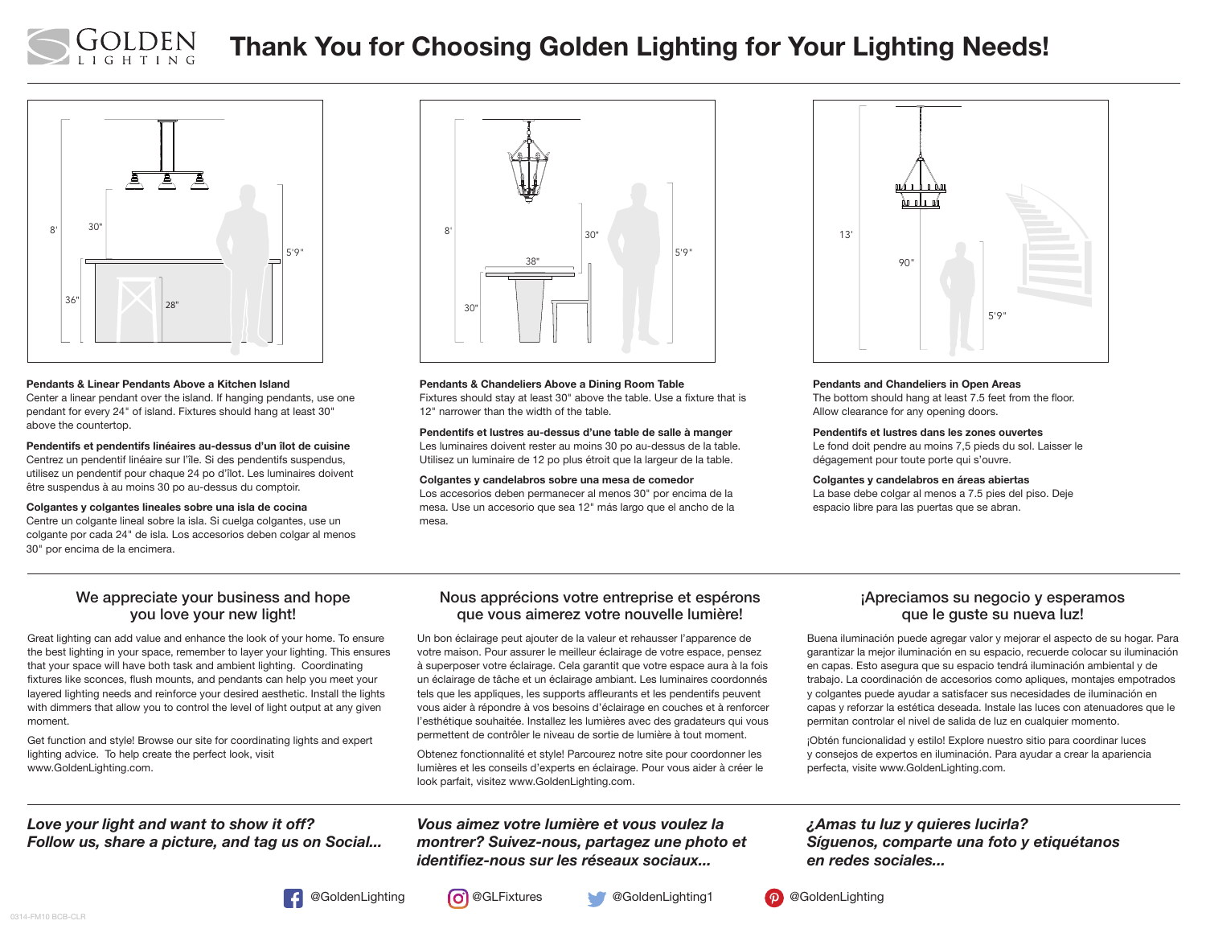# Thank You for Choosing Golden Lighting for Your Lighting Needs!

**Pendants & Linear Pendants Above a Kitchen Island**
Center a linear pendant over the island. If hanging pendants, use one pendant for every 24" of island. Fixtures should hang at least 30" above the countertop.

**Pendentifs et pendentifs linéaires au-dessus d'un îlot de cuisine**
Centrez un pendentif linéaire sur l'île. Si des pendentifs suspendus, utilisez un pendentif pour chaque 24 po d'îlot. Les luminaires doivent être suspendus à au moins 30 po au-dessus du comptoir.

**Colgantes y colgantes lineales sobre una isla de cocina**
Centre un colgante lineal sobre la isla. Si cuelga colgantes, use un colgante por cada 24" de isla. Los accesorios deben colgar al menos 30" por encima de la encimera.

**Pendants & Chandeliers Above a Dining Room Table**
Fixtures should stay at least 30" above the table. Use a fixture that is 12" narrower than the width of the table.

**Pendentifs et lustres au-dessus d'une table de salle à manger**
Les luminaires doivent rester au moins 30 po au-dessus de la table. Utilisez un luminaire de 12 po plus étroit que la largeur de la table.

**Colgantes y candelabros sobre una mesa de comedor**
Los accesorios deben permanecer al menos 30" por encima de la mesa. Use un accesorio que sea 12" más largo que el ancho de la mesa.

**Pendants and Chandeliers in Open Areas**
The bottom should hang at least 7.5 feet from the floor. Allow clearance for any opening doors.

**Pendentifs et lustres dans les zones ouvertes**
Le fond doit pendre au moins 7,5 pieds du sol. Laisser le dégagement pour toute porte qui s'ouvre.

**Colgantes y candelabros en áreas abiertas**
La base debe colgar al menos a 7.5 pies del piso. Deje espacio libre para las puertas que se abran.

## We appreciate your business and hope you love your new light!

Great lighting can add value and enhance the look of your home. To ensure the best lighting in your space, remember to layer your lighting. This ensures that your space will have both task and ambient lighting. Coordinating fixtures like sconces, flush mounts, and pendants can help you meet your layered lighting needs and reinforce your desired aesthetic. Install the lights with dimmers that allow you to control the level of light output at any given moment.

Get function and style! Browse our site for coordinating lights and expert lighting advice. To help create the perfect look, visit www.GoldenLighting.com.

## Nous apprécions votre entreprise et espérons que vous aimerez votre nouvelle lumière!

Un bon éclairage peut ajouter de la valeur et rehausser l'apparence de votre maison. Pour assurer le meilleur éclairage de votre espace, pensez à superposer votre éclairage. Cela garantit que votre espace aura à la fois un éclairage de tâche et un éclairage ambiant. Les luminaires coordonnés tels que les appliques, les supports affleurants et les pendentifs peuvent vous aider à répondre à vos besoins d'éclairage en couches et à renforcer l'esthétique souhaitée. Installez les lumières avec des gradateurs qui vous permettent de contrôler le niveau de sortie de lumière à tout moment.

Obtenez fonctionnalité et style! Parcourez notre site pour coordonner les lumières et les conseils d'experts en éclairage. Pour vous aider à créer le look parfait, visitez www.GoldenLighting.com.

## ¡Apreciamos su negocio y esperamos que le guste su nueva luz!

Buena iluminación puede agregar valor y mejorar el aspecto de su hogar. Para garantizar la mejor iluminación en su espacio, recuerde colocar su iluminación en capas. Esto asegura que su espacio tendrá iluminación ambiental y de trabajo. La coordinación de accesorios como apliques, montajes empotrados y colgantes puede ayudar a satisfacer sus necesidades de iluminación en capas y reforzar la estética deseada. Instale las luces con atenuadores que le permitan controlar el nivel de salida de luz en cualquier momento.

¡Obtén funcionalidad et estilo! Explore nuestro sitio para coordinar luces y consejos de expertos en iluminación. Para ayudar a crear la apariencia perfecta, visite www.GoldenLighting.com.

*Love your light and want to show it off? Follow us, share a picture, and tag us on Social...*

*Vous aimez votre lumière et vous voulez la montrer? Suivez-nous, partagez une photo et identifiez-nous sur les réseaux sociaux...*

*¿Amas tu luz y quieres lucirla? Síguenos, comparte una foto y etiquétanos en redes sociales...*

@GoldenLighting @GLFixtures @GoldenLighting1 @GoldenLighting

0314-FM10 BCB-CLR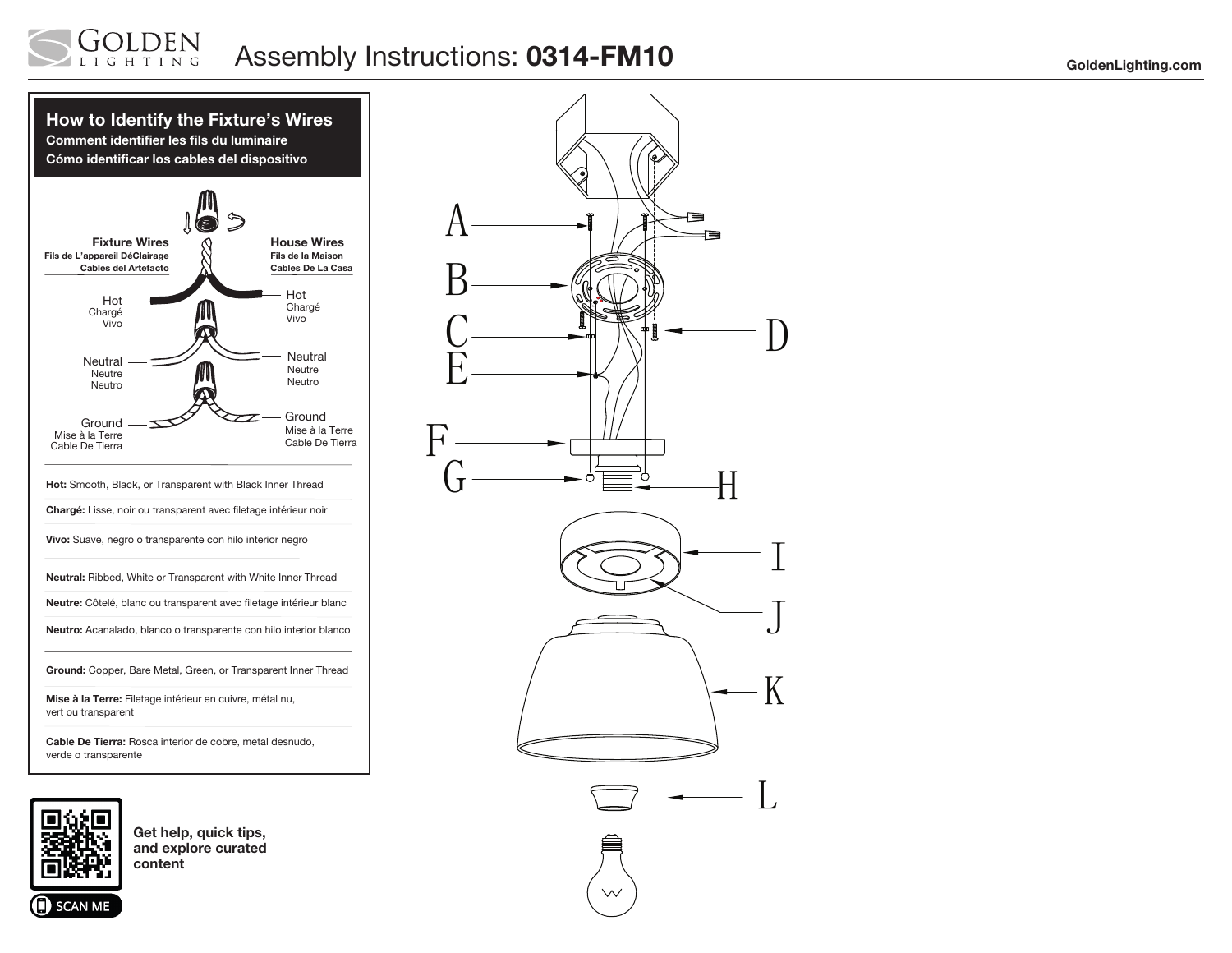# Assembly Instructions: **0314-FM10**

GoldenLighting.com

## How to Identify the Fixture's Wires
**Comment identifier les fils du luminaire**
**Cómo identificar los cables del dispositivo**

**Fixture Wires**
Fils de L'appareil DéClairage
Cables del Artefacto

**House Wires**
Fils de la Maison
Cables De La Casa

Hot
Chargé
Vivo

Neutral
Neutre
Neutro

Ground
Mise à la Terre
Cable De Tierra

**Hot:** Smooth, Black, or Transparent with Black Inner Thread

**Chargé:** Lisse, noir ou transparent avec filetage intérieur noir

**Vivo:** Suave, negro o transparente con hilo interior negro

**Neutral:** Ribbed, White or Transparent with White Inner Thread

**Neutre:** Côtelé, blanc ou transparent avec filetage intérieur blanc

**Neutro:** Acanalado, blanco o transparente con hilo interior blanco

**Ground:** Copper, Bare Metal, Green, or Transparent Inner Thread

**Mise à la Terre:** Filetage intérieur en cuivre, métal nu, vert ou transparent

**Cable De Tierra:** Rosca interior de cobre, metal desnudo, verde o transparente

**Get help, quick tips, and explore curated content**

SCAN ME

A
B
C
D
E
F
G
H
I
J
K
L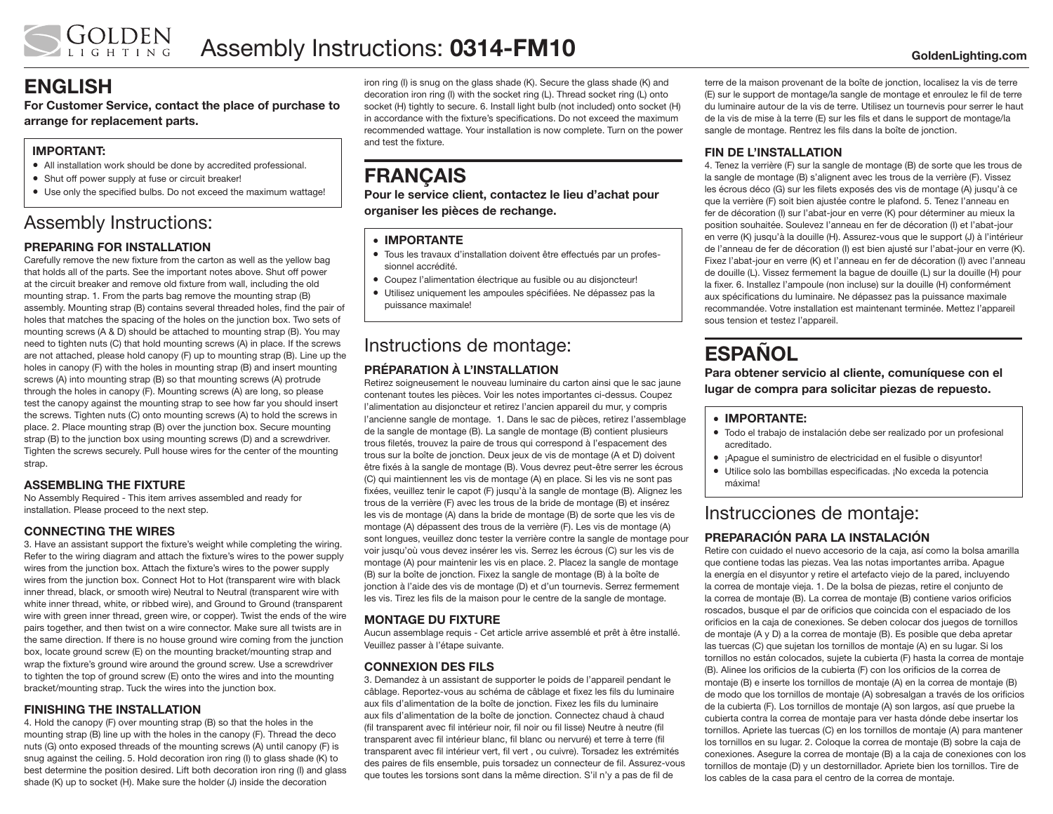# Assembly Instructions: **0314-FM10**

## ENGLISH

**For Customer Service, contact the place of purchase to arrange for replacement parts.**

**IMPORTANT:**

- All installation work should be done by accredited professional.
- Shut off power supply at fuse or circuit breaker!
- Use only the specified bulbs. Do not exceed the maximum wattage!

## Assembly Instructions:

### PREPARING FOR INSTALLATION

Carefully remove the new fixture from the carton as well as the yellow bag that holds all of the parts. See the important notes above. Shut off power at the circuit breaker and remove old fixture from wall, including the old mounting strap. 1. From the parts bag remove the mounting strap (B) assembly. Mounting strap (B) contains several threaded holes, find the pair of holes that matches the spacing of the holes on the junction box. Two sets of mounting screws (A & D) should be attached to mounting strap (B). You may need to tighten nuts (C) that hold mounting screws (A) in place. If the screws are not attached, please hold canopy (F) up to mounting strap (B). Line up the holes in canopy (F) with the holes in mounting strap (B) and insert mounting screws (A) into mounting strap (B) so that mounting screws (A) protrude through the holes in canopy (F). Mounting screws (A) are long, so please test the canopy against the mounting strap to see how far you should insert the screws. Tighten nuts (C) onto mounting screws (A) to hold the screws in place. 2. Place mounting strap (B) over the junction box. Secure mounting strap (B) to the junction box using mounting screws (D) and a screwdriver. Tighten the screws securely. Pull house wires for the center of the mounting strap.

### ASSEMBLING THE FIXTURE

No Assembly Required - This item arrives assembled and ready for installation. Please proceed to the next step.

### CONNECTING THE WIRES

3. Have an assistant support the fixture's weight while completing the wiring. Refer to the wiring diagram and attach the fixture's wires to the power supply wires from the junction box. Attach the fixture's wires to the power supply wires from the junction box. Connect Hot to Hot (transparent wire with black inner thread, black, or smooth wire) Neutral to Neutral (transparent wire with white inner thread, white, or ribbed wire), and Ground to Ground (transparent wire with green inner thread, green wire, or copper). Twist the ends of the wire pairs together, and then twist on a wire connector. Make sure all twists are in the same direction. If there is no house ground wire coming from the junction box, locate ground screw (E) on the mounting bracket/mounting strap and wrap the fixture's ground wire around the ground screw. Use a screwdriver to tighten the top of ground screw (E) onto the wires and into the mounting bracket/mounting strap. Tuck the wires into the junction box.

### FINISHING THE INSTALLATION

4. Hold the canopy (F) over mounting strap (B) so that the holes in the mounting strap (B) line up with the holes in the canopy (F). Thread the deco nuts (G) onto exposed threads of the mounting screws (A) until canopy (F) is snug against the ceiling. 5. Hold decoration iron ring (I) to glass shade (K) to best determine the position desired. Lift both decoration iron ring (I) and glass shade (K) up to socket (H). Make sure the holder (J) inside the decoration iron ring (I) is snug on the glass shade (K). Secure the glass shade (K) and decoration iron ring (I) with the socket ring (L). Thread socket ring (L) onto socket (H) tightly to secure. 6. Install light bulb (not included) onto socket (H) in accordance with the fixture's specifications. Do not exceed the maximum recommended wattage. Your installation is now complete. Turn on the power and test the fixture.

## FRANÇAIS

**Pour le service client, contactez le lieu d'achat pour organiser les pièces de rechange.**

- **IMPORTANTE**
- Tous les travaux d'installation doivent être effectués par un professionnel accrédité.
- Coupez l'alimentation électrique au fusible ou au disjoncteur!
- Utilisez uniquement les ampoules spécifiées. Ne dépassez pas la puissance maximale!

## Instructions de montage:

### PRÉPARATION À L'INSTALLATION

Retirez soigneusement le nouveau luminaire du carton ainsi que le sac jaune contenant toutes les pièces. Voir les notes importantes ci-dessus. Coupez l'alimentation au disjoncteur et retirez l'ancien appareil du mur, y compris l'ancienne sangle de montage. 1. Dans le sac de pièces, retirez l'assemblage de la sangle de montage (B). La sangle de montage (B) contient plusieurs trous filetés, trouvez la paire de trous qui correspond à l'espacement des trous sur la boîte de jonction. Deux jeux de vis de montage (A et D) doivent être fixés à la sangle de montage (B). Vous devrez peut-être serrer les écrous (C) qui maintiennent les vis de montage (A) en place. Si les vis ne sont pas fixées, veuillez tenir le capot (F) jusqu'à la sangle de montage (B). Alignez les trous de la verrière (F) avec les trous de la bride de montage (B) et insérez les vis de montage (A) dans la bride de montage (B) de sorte que les vis de montage (A) dépassent des trous de la verrière (F). Les vis de montage (A) sont longues, veuillez donc tester la verrière contre la sangle de montage pour voir jusqu'où vous devez insérer les vis. Serrez les écrous (C) sur les vis de montage (A) pour maintenir les vis en place. 2. Placez la sangle de montage (B) sur la boîte de jonction. Fixez la sangle de montage (B) à la boîte de jonction à l'aide des vis de montage (D) et d'un tournevis. Serrez fermement les vis. Tirez les fils de la maison pour le centre de la sangle de montage.

### MONTAGE DU FIXTURE

Aucun assemblage requis - Cet article arrive assemblé et prêt à être installé. Veuillez passer à l'étape suivante.

### CONNEXION DES FILS

3. Demandez à un assistant de supporter le poids de l'appareil pendant le câblage. Reportez-vous au schéma de câblage et fixez les fils du luminaire aux fils d'alimentation de la boîte de jonction. Fixez les fils du luminaire aux fils d'alimentation de la boîte de jonction. Connectez chaud à chaud (fil transparent avec fil intérieur noir, fil noir ou fil lisse) Neutre à neutre (fil transparent avec fil intérieur blanc, fil blanc ou nervuré) et terre à terre (fil transparent avec fil intérieur vert, fil vert , ou cuivre). Torsadez les extrémités des paires de fils ensemble, puis torsadez un connecteur de fil. Assurez-vous que toutes les torsions sont dans la même direction. S'il n'y a pas de fil de terre de la maison provenant de la boîte de jonction, localisez la vis de terre (E) sur le support de montage/la sangle de montage et enroulez le fil de terre du luminaire autour de la vis de terre. Utilisez un tournevis pour serrer le haut de la vis de mise à la terre (E) sur les fils et dans le support de montage/la sangle de montage. Rentrez les fils dans la boîte de jonction.

### FIN DE L'INSTALLATION

4. Tenez la verrière (F) sur la sangle de montage (B) de sorte que les trous de la sangle de montage (B) s'alignent avec les trous de la verrière (F). Vissez les écrous déco (G) sur les filets exposés des vis de montage (A) jusqu'à ce que la verrière (F) soit bien ajustée contre le plafond. 5. Tenez l'anneau en fer de décoration (I) sur l'abat-jour en verre (K) pour déterminer au mieux la position souhaitée. Soulevez l'anneau en fer de décoration (I) et l'abat-jour en verre (K) jusqu'à la douille (H). Assurez-vous que le support (J) à l'intérieur de l'anneau de fer de décoration (I) est bien ajusté sur l'abat-jour en verre (K). Fixez l'abat-jour en verre (K) et l'anneau en fer de décoration (I) avec l'anneau de douille (L). Vissez fermement la bague de douille (L) sur la douille (H) pour la fixer. 6. Installez l'ampoule (non incluse) sur la douille (H) conformément aux spécifications du luminaire. Ne dépassez pas la puissance maximale recommandée. Votre installation est maintenant terminée. Mettez l'appareil sous tension et testez l'appareil.

## ESPAÑOL

**Para obtener servicio al cliente, comuníquese con el lugar de compra para solicitar piezas de repuesto.**

- **IMPORTANTE:**
- Todo el trabajo de instalación debe ser realizado por un profesional acreditado.
- ¡Apague el suministro de electricidad en el fusible o disyuntor!
- Utilice solo las bombillas especificadas. ¡No exceda la potencia máxima!

## Instrucciones de montaje:

### PREPARACIÓN PARA LA INSTALACIÓN

Retire con cuidado el nuevo accesorio de la caja, así como la bolsa amarilla que contiene todas las piezas. Vea las notas importantes arriba. Apague la energía en el disyuntor y retire el artefacto viejo de la pared, incluyendo la correa de montaje vieja. 1. De la bolsa de piezas, retire el conjunto de la correa de montaje (B). La correa de montaje (B) contiene varios orificios roscados, busque el par de orificios que coincida con el espaciado de los orificios en la caja de conexiones. Se deben colocar dos juegos de tornillos de montaje (A y D) a la correa de montaje (B). Es posible que deba apretar las tuercas (C) que sujetan los tornillos de montaje (A) en su lugar. Si los tornillos no están colocados, sujete la cubierta (F) hasta la correa de montaje (B). Alinee los orificios de la cubierta (F) con los orificios de la correa de montaje (B) e inserte los tornillos de montaje (A) en la correa de montaje (B) de modo que los tornillos de montaje (A) sobresalgan a través de los orificios de la cubierta (F). Los tornillos de montaje (A) son largos, así que pruebe la cubierta contra la correa de montaje para ver hasta dónde debe insertar los tornillos. Apriete las tuercas (C) en los tornillos de montaje (A) para mantener los tornillos en su lugar. 2. Coloque la correa de montaje (B) sobre la caja de conexiones. Asegure la correa de montaje (B) a la caja de conexiones con los tornillos de montaje (D) y un destornillador. Apriete bien los tornillos. Tire de los cables de la casa para el centro de la correa de montaje.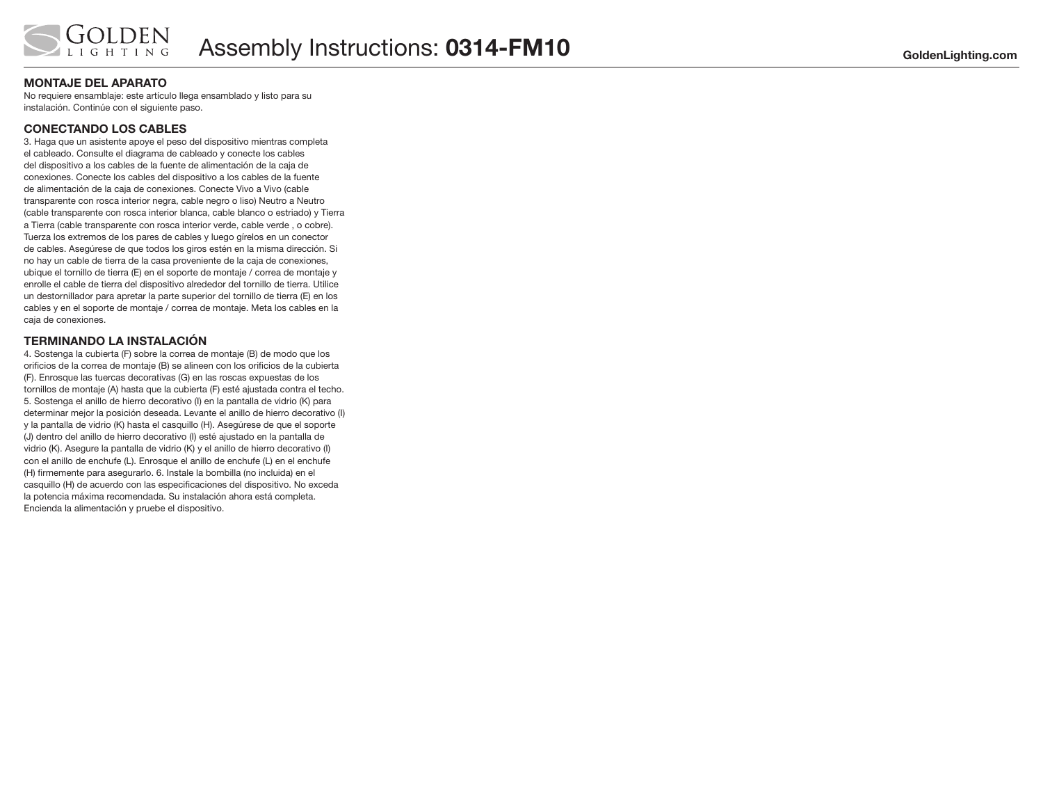## MONTAJE DEL APARATO

No requiere ensamblaje: este artículo llega ensamblado y listo para su instalación. Continúe con el siguiente paso.

## CONECTANDO LOS CABLES

3. Haga que un asistente apoye el peso del dispositivo mientras completa el cableado. Consulte el diagrama de cableado y conecte los cables del dispositivo a los cables de la fuente de alimentación de la caja de conexiones. Conecte los cables del dispositivo a los cables de la fuente de alimentación de la caja de conexiones. Conecte Vivo a Vivo (cable transparente con rosca interior negra, cable negro o liso) Neutro a Neutro (cable transparente con rosca interior blanca, cable blanco o estriado) y Tierra a Tierra (cable transparente con rosca interior verde, cable verde , o cobre). Tuerza los extremos de los pares de cables y luego gírelos en un conector de cables. Asegúrese de que todos los giros estén en la misma dirección. Si no hay un cable de tierra de la casa proveniente de la caja de conexiones, ubique el tornillo de tierra (E) en el soporte de montaje / correa de montaje y enrolle el cable de tierra del dispositivo alrededor del tornillo de tierra. Utilice un destornillador para apretar la parte superior del tornillo de tierra (E) en los cables y en el soporte de montaje / correa de montaje. Meta los cables en la caja de conexiones.

## TERMINANDO LA INSTALACIÓN

4. Sostenga la cubierta (F) sobre la correa de montaje (B) de modo que los orificios de la correa de montaje (B) se alineen con los orificios de la cubierta (F). Enrosque las tuercas decorativas (G) en las roscas expuestas de los tornillos de montaje (A) hasta que la cubierta (F) esté ajustada contra el techo. 5. Sostenga el anillo de hierro decorativo (I) en la pantalla de vidrio (K) para determinar mejor la posición deseada. Levante el anillo de hierro decorativo (I) y la pantalla de vidrio (K) hasta el casquillo (H). Asegúrese de que el soporte (J) dentro del anillo de hierro decorativo (I) esté ajustado en la pantalla de vidrio (K). Asegure la pantalla de vidrio (K) y el anillo de hierro decorativo (I) con el anillo de enchufe (L). Enrosque el anillo de enchufe (L) en el enchufe (H) firmemente para asegurarlo. 6. Instale la bombilla (no incluida) en el casquillo (H) de acuerdo con las especificaciones del dispositivo. No exceda la potencia máxima recomendada. Su instalación ahora está completa. Encienda la alimentación y pruebe el dispositivo.